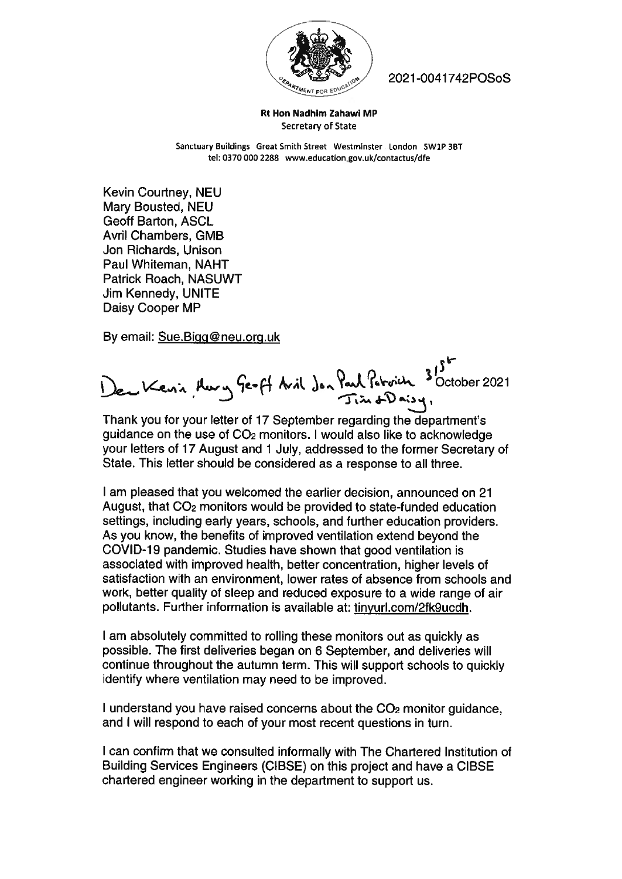2021-0041742POSoS

**Rt Hon Nadhim Zahawi MP**
Secretary of State

Sanctuary Buildings Great Smith Street Westminster London SW1P 3BT
tel: 0370 000 2288 www.education.gov.uk/contactus/dfe

Kevin Courtney, NEU
Mary Bousted, NEU
Geoff Barton, ASCL
Avril Chambers, GMB
Jon Richards, Unison
Paul Whiteman, NAHT
Patrick Roach, NASUWT
Jim Kennedy, UNITE
Daisy Cooper MP

By email: Sue.Bigg@neu.org.uk

Dear Kevin, Mary, Geoff, Avril, Jon, Paul, Patrick, Jim & Daisy,

31st October 2021

Thank you for your letter of 17 September regarding the department's guidance on the use of $CO_2$ monitors. I would also like to acknowledge your letters of 17 August and 1 July, addressed to the former Secretary of State. This letter should be considered as a response to all three.

I am pleased that you welcomed the earlier decision, announced on 21 August, that $CO_2$ monitors would be provided to state-funded education settings, including early years, schools, and further education providers. As you know, the benefits of improved ventilation extend beyond the COVID-19 pandemic. Studies have shown that good ventilation is associated with improved health, better concentration, higher levels of satisfaction with an environment, lower rates of absence from schools and work, better quality of sleep and reduced exposure to a wide range of air pollutants. Further information is available at: tinyurl.com/2fk9ucdh.

I am absolutely committed to rolling these monitors out as quickly as possible. The first deliveries began on 6 September, and deliveries will continue throughout the autumn term. This will support schools to quickly identify where ventilation may need to be improved.

I understand you have raised concerns about the $CO_2$ monitor guidance, and I will respond to each of your most recent questions in turn.

I can confirm that we consulted informally with The Chartered Institution of Building Services Engineers (CIBSE) on this project and have a CIBSE chartered engineer working in the department to support us.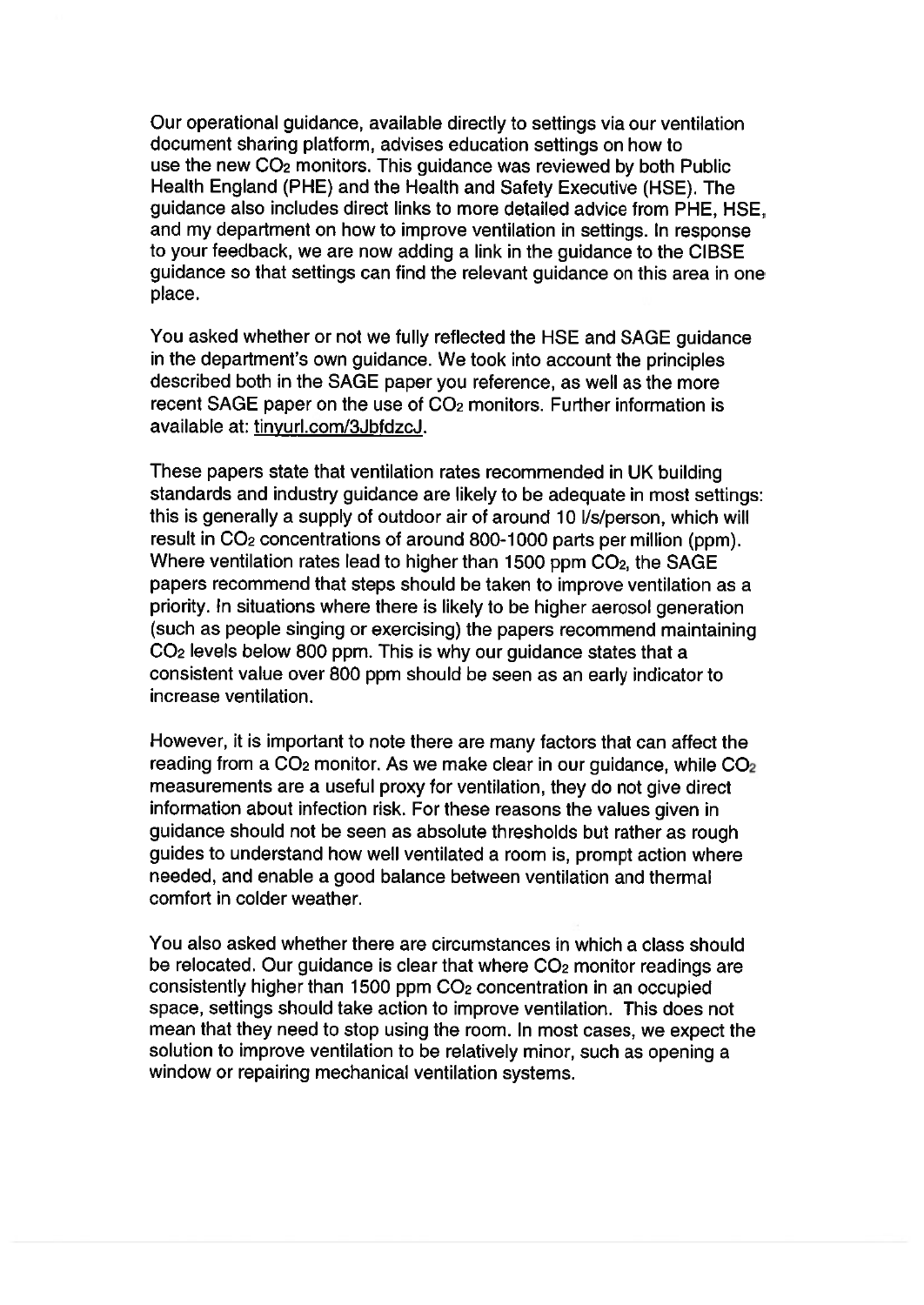Our operational guidance, available directly to settings via our ventilation document sharing platform, advises education settings on how to use the new $CO_2$ monitors. This guidance was reviewed by both Public Health England (PHE) and the Health and Safety Executive (HSE). The guidance also includes direct links to more detailed advice from PHE, HSE, and my department on how to improve ventilation in settings. In response to your feedback, we are now adding a link in the guidance to the CIBSE guidance so that settings can find the relevant guidance on this area in one place.

You asked whether or not we fully reflected the HSE and SAGE guidance in the department's own guidance. We took into account the principles described both in the SAGE paper you reference, as well as the more recent SAGE paper on the use of $CO_2$ monitors. Further information is available at: tinyurl.com/3JbfdzcJ.

These papers state that ventilation rates recommended in UK building standards and industry guidance are likely to be adequate in most settings: this is generally a supply of outdoor air of around 10 l/s/person, which will result in $CO_2$ concentrations of around 800-1000 parts per million (ppm). Where ventilation rates lead to higher than 1500 ppm $CO_2$, the SAGE papers recommend that steps should be taken to improve ventilation as a priority. In situations where there is likely to be higher aerosol generation (such as people singing or exercising) the papers recommend maintaining $CO_2$ levels below 800 ppm. This is why our guidance states that a consistent value over 800 ppm should be seen as an early indicator to increase ventilation.

However, it is important to note there are many factors that can affect the reading from a $CO_2$ monitor. As we make clear in our guidance, while $CO_2$ measurements are a useful proxy for ventilation, they do not give direct information about infection risk. For these reasons the values given in guidance should not be seen as absolute thresholds but rather as rough guides to understand how well ventilated a room is, prompt action where needed, and enable a good balance between ventilation and thermal comfort in colder weather.

You also asked whether there are circumstances in which a class should be relocated. Our guidance is clear that where $CO_2$ monitor readings are consistently higher than 1500 ppm $CO_2$ concentration in an occupied space, settings should take action to improve ventilation. This does not mean that they need to stop using the room. In most cases, we expect the solution to improve ventilation to be relatively minor, such as opening a window or repairing mechanical ventilation systems.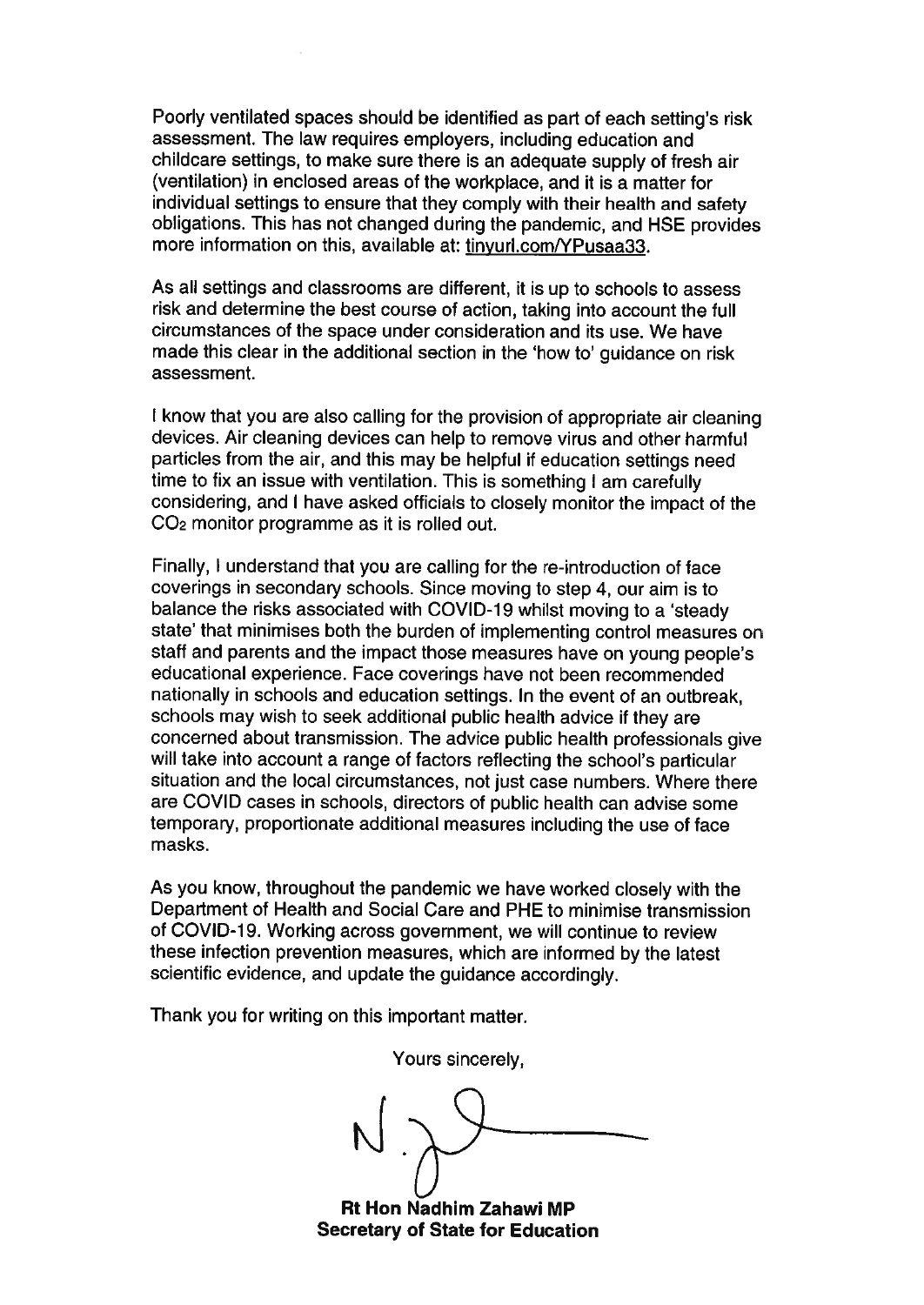Poorly ventilated spaces should be identified as part of each setting's risk assessment. The law requires employers, including education and childcare settings, to make sure there is an adequate supply of fresh air (ventilation) in enclosed areas of the workplace, and it is a matter for individual settings to ensure that they comply with their health and safety obligations. This has not changed during the pandemic, and HSE provides more information on this, available at: tinyurl.com/YPusaa33.

As all settings and classrooms are different, it is up to schools to assess risk and determine the best course of action, taking into account the full circumstances of the space under consideration and its use. We have made this clear in the additional section in the 'how to' guidance on risk assessment.

I know that you are also calling for the provision of appropriate air cleaning devices. Air cleaning devices can help to remove virus and other harmful particles from the air, and this may be helpful if education settings need time to fix an issue with ventilation. This is something I am carefully considering, and I have asked officials to closely monitor the impact of the $CO_2$ monitor programme as it is rolled out.

Finally, I understand that you are calling for the re-introduction of face coverings in secondary schools. Since moving to step 4, our aim is to balance the risks associated with COVID-19 whilst moving to a 'steady state' that minimises both the burden of implementing control measures on staff and parents and the impact those measures have on young people's educational experience. Face coverings have not been recommended nationally in schools and education settings. In the event of an outbreak, schools may wish to seek additional public health advice if they are concerned about transmission. The advice public health professionals give will take into account a range of factors reflecting the school's particular situation and the local circumstances, not just case numbers. Where there are COVID cases in schools, directors of public health can advise some temporary, proportionate additional measures including the use of face masks.

As you know, throughout the pandemic we have worked closely with the Department of Health and Social Care and PHE to minimise transmission of COVID-19. Working across government, we will continue to review these infection prevention measures, which are informed by the latest scientific evidence, and update the guidance accordingly.

Thank you for writing on this important matter.

Yours sincerely,

**Rt Hon Nadhim Zahawi MP**
**Secretary of State for Education**